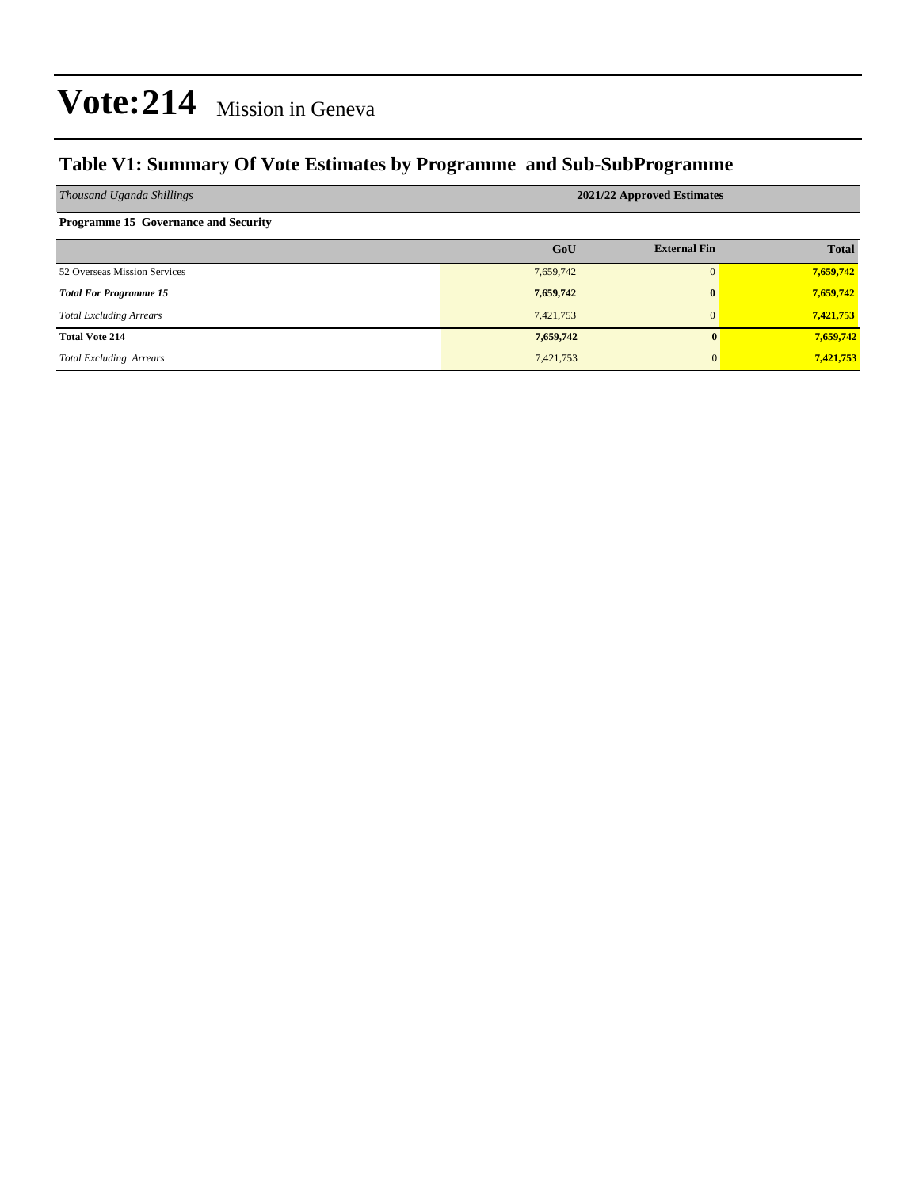# Vote:214 Mission in Geneva

## Table V1: Summary Of Vote Estimates by Programme and Sub-SubProgramme

| *Thousand Uganda Shillings* | 2021/22 Approved Estimates | | |
|---|---|---|---|
| **Programme 15 Governance and Security** | | | |
| | **GoU** | **External Fin** | **Total** |
| 52 Overseas Mission Services | 7,659,742 | 0 | **7,659,742** |
| ***Total For Programme 15*** | **7,659,742** | **0** | **7,659,742** |
| *Total Excluding Arrears* | 7,421,753 | 0 | **7,421,753** |
| **Total Vote 214** | **7,659,742** | **0** | **7,659,742** |
| *Total Excluding Arrears* | 7,421,753 | 0 | **7,421,753** |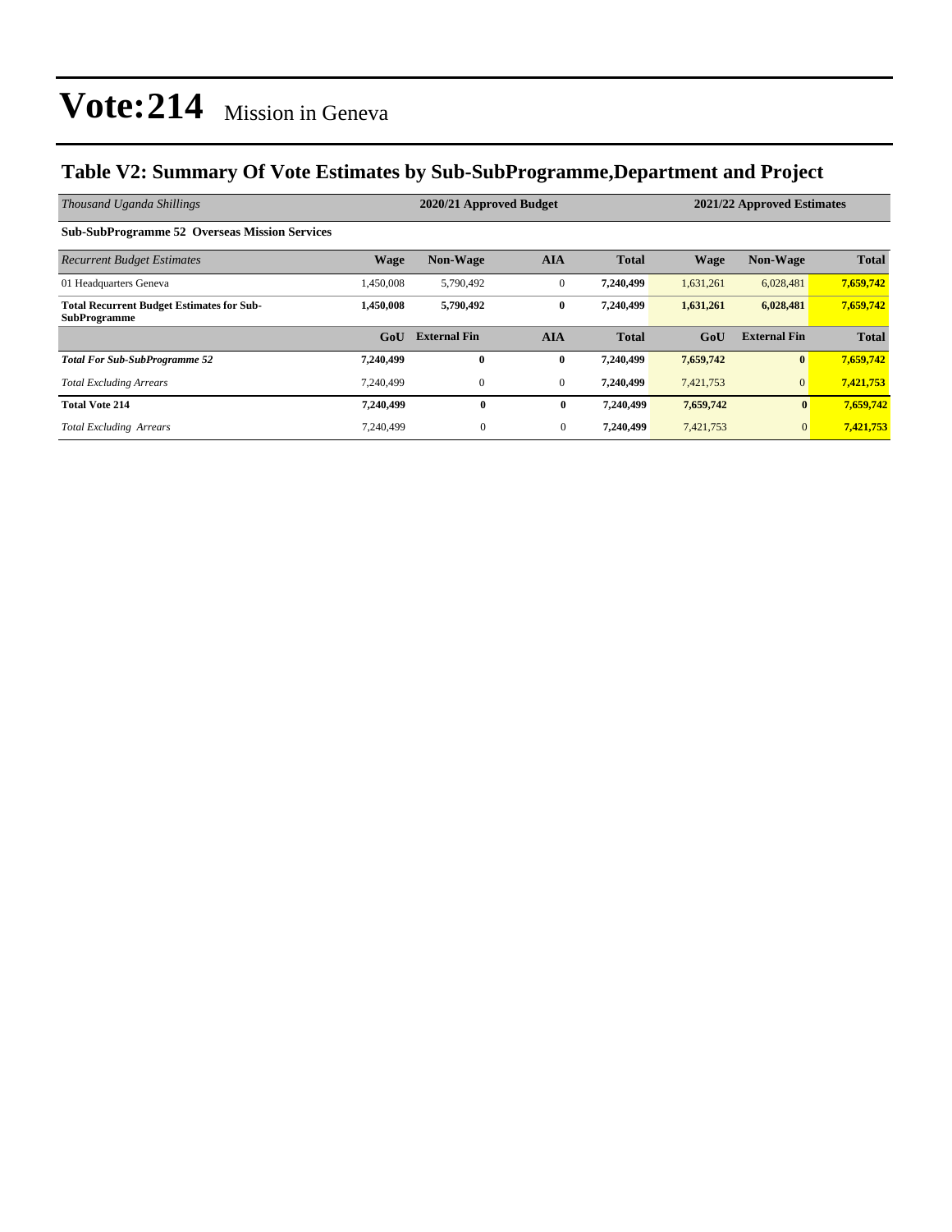# Vote:214 Mission in Geneva

## Table V2: Summary Of Vote Estimates by Sub-SubProgramme,Department and Project

| *Thousand Uganda Shillings* | 2020/21 Approved Budget | | | | 2021/22 Approved Estimates | | |
|---|---|---|---|---|---|---|---|
| **Sub-SubProgramme 52 Overseas Mission Services** | | | | | | | |
| *Recurrent Budget Estimates* | **Wage** | **Non-Wage** | **AIA** | **Total** | **Wage** | **Non-Wage** | **Total** |
| 01 Headquarters Geneva | 1,450,008 | 5,790,492 | 0 | **7,240,499** | 1,631,261 | 6,028,481 | **7,659,742** |
| **Total Recurrent Budget Estimates for Sub-SubProgramme** | **1,450,008** | **5,790,492** | **0** | **7,240,499** | **1,631,261** | **6,028,481** | **7,659,742** |
| | **GoU** | **External Fin** | **AIA** | **Total** | **GoU** | **External Fin** | **Total** |
| ***Total For Sub-SubProgramme 52*** | **7,240,499** | **0** | **0** | **7,240,499** | **7,659,742** | **0** | **7,659,742** |
| *Total Excluding Arrears* | 7,240,499 | 0 | 0 | **7,240,499** | 7,421,753 | 0 | **7,421,753** |
| **Total Vote 214** | **7,240,499** | **0** | **0** | **7,240,499** | **7,659,742** | **0** | **7,659,742** |
| *Total Excluding Arrears* | 7,240,499 | 0 | 0 | **7,240,499** | 7,421,753 | 0 | **7,421,753** |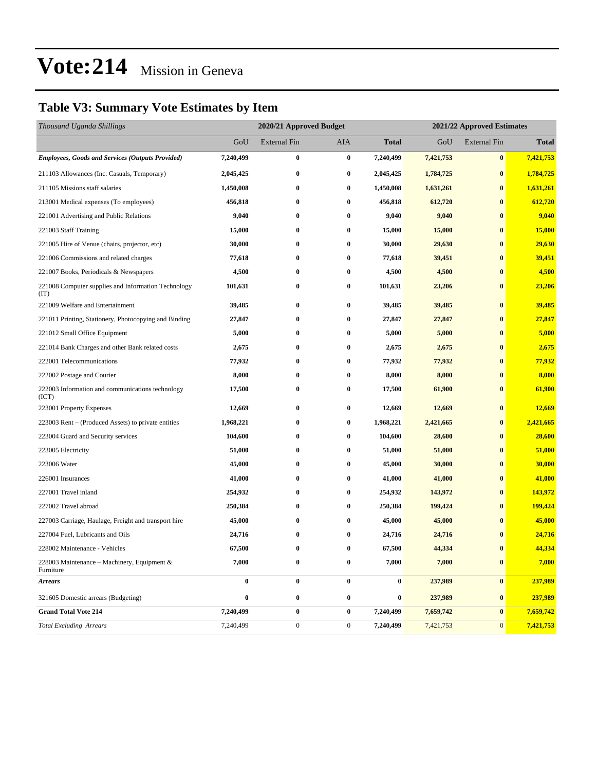# Vote:214 Mission in Geneva

## Table V3: Summary Vote Estimates by Item

| *Thousand Uganda Shillings* | 2020/21 Approved Budget | | | | 2021/22 Approved Estimates | | |
|---|---|---|---|---|---|---|---|
| | GoU | External Fin | AIA | **Total** | GoU | External Fin | **Total** |
| ***Employees, Goods and Services (Outputs Provided)*** | **7,240,499** | **0** | **0** | **7,240,499** | **7,421,753** | **0** | **7,421,753** |
| 211103 Allowances (Inc. Casuals, Temporary) | **2,045,425** | **0** | **0** | **2,045,425** | **1,784,725** | **0** | **1,784,725** |
| 211105 Missions staff salaries | **1,450,008** | **0** | **0** | **1,450,008** | **1,631,261** | **0** | **1,631,261** |
| 213001 Medical expenses (To employees) | **456,818** | **0** | **0** | **456,818** | **612,720** | **0** | **612,720** |
| 221001 Advertising and Public Relations | **9,040** | **0** | **0** | **9,040** | **9,040** | **0** | **9,040** |
| 221003 Staff Training | **15,000** | **0** | **0** | **15,000** | **15,000** | **0** | **15,000** |
| 221005 Hire of Venue (chairs, projector, etc) | **30,000** | **0** | **0** | **30,000** | **29,630** | **0** | **29,630** |
| 221006 Commissions and related charges | **77,618** | **0** | **0** | **77,618** | **39,451** | **0** | **39,451** |
| 221007 Books, Periodicals & Newspapers | **4,500** | **0** | **0** | **4,500** | **4,500** | **0** | **4,500** |
| 221008 Computer supplies and Information Technology (IT) | **101,631** | **0** | **0** | **101,631** | **23,206** | **0** | **23,206** |
| 221009 Welfare and Entertainment | **39,485** | **0** | **0** | **39,485** | **39,485** | **0** | **39,485** |
| 221011 Printing, Stationery, Photocopying and Binding | **27,847** | **0** | **0** | **27,847** | **27,847** | **0** | **27,847** |
| 221012 Small Office Equipment | **5,000** | **0** | **0** | **5,000** | **5,000** | **0** | **5,000** |
| 221014 Bank Charges and other Bank related costs | **2,675** | **0** | **0** | **2,675** | **2,675** | **0** | **2,675** |
| 222001 Telecommunications | **77,932** | **0** | **0** | **77,932** | **77,932** | **0** | **77,932** |
| 222002 Postage and Courier | **8,000** | **0** | **0** | **8,000** | **8,000** | **0** | **8,000** |
| 222003 Information and communications technology (ICT) | **17,500** | **0** | **0** | **17,500** | **61,900** | **0** | **61,900** |
| 223001 Property Expenses | **12,669** | **0** | **0** | **12,669** | **12,669** | **0** | **12,669** |
| 223003 Rent – (Produced Assets) to private entities | **1,968,221** | **0** | **0** | **1,968,221** | **2,421,665** | **0** | **2,421,665** |
| 223004 Guard and Security services | **104,600** | **0** | **0** | **104,600** | **28,600** | **0** | **28,600** |
| 223005 Electricity | **51,000** | **0** | **0** | **51,000** | **51,000** | **0** | **51,000** |
| 223006 Water | **45,000** | **0** | **0** | **45,000** | **30,000** | **0** | **30,000** |
| 226001 Insurances | **41,000** | **0** | **0** | **41,000** | **41,000** | **0** | **41,000** |
| 227001 Travel inland | **254,932** | **0** | **0** | **254,932** | **143,972** | **0** | **143,972** |
| 227002 Travel abroad | **250,384** | **0** | **0** | **250,384** | **199,424** | **0** | **199,424** |
| 227003 Carriage, Haulage, Freight and transport hire | **45,000** | **0** | **0** | **45,000** | **45,000** | **0** | **45,000** |
| 227004 Fuel, Lubricants and Oils | **24,716** | **0** | **0** | **24,716** | **24,716** | **0** | **24,716** |
| 228002 Maintenance - Vehicles | **67,500** | **0** | **0** | **67,500** | **44,334** | **0** | **44,334** |
| 228003 Maintenance – Machinery, Equipment & Furniture | **7,000** | **0** | **0** | **7,000** | **7,000** | **0** | **7,000** |
| ***Arrears*** | **0** | **0** | **0** | **0** | **237,989** | **0** | **237,989** |
| 321605 Domestic arrears (Budgeting) | **0** | **0** | **0** | **0** | **237,989** | **0** | **237,989** |
| **Grand Total Vote 214** | **7,240,499** | **0** | **0** | **7,240,499** | **7,659,742** | **0** | **7,659,742** |
| *Total Excluding Arrears* | 7,240,499 | 0 | 0 | **7,240,499** | 7,421,753 | 0 | **7,421,753** |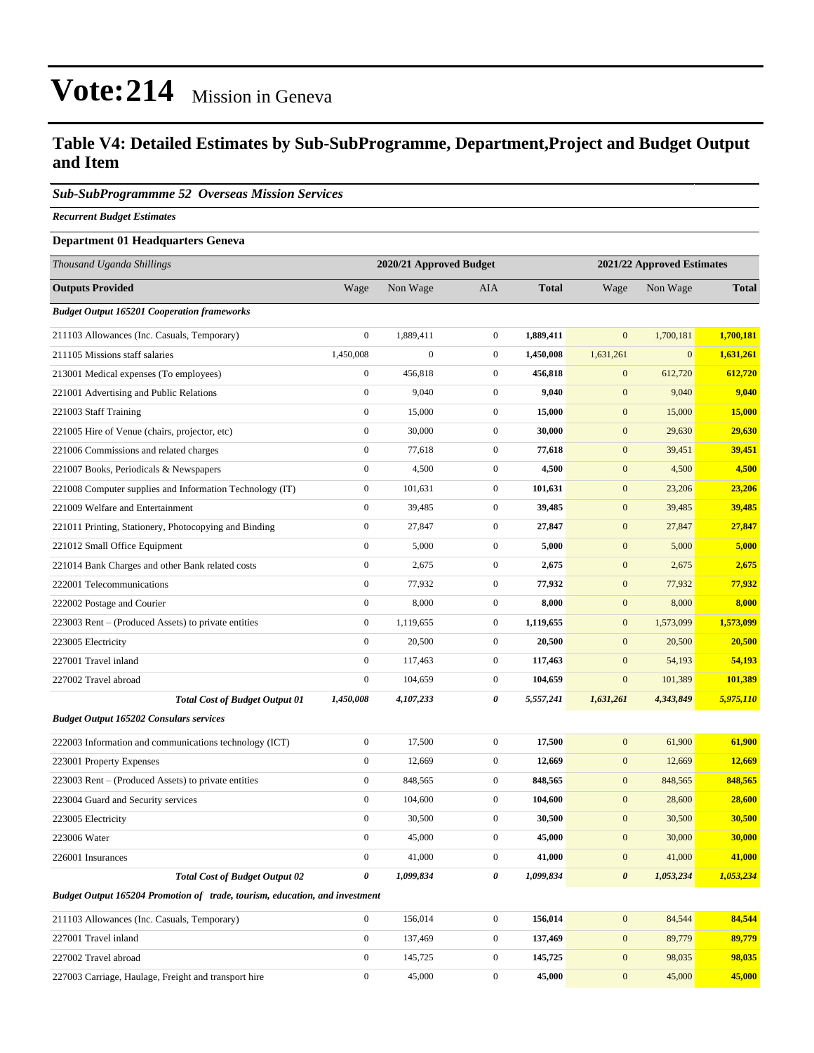# Vote:214 Mission in Geneva

## Table V4: Detailed Estimates by Sub-SubProgramme, Department,Project and Budget Output and Item

### *Sub-SubProgrammme 52 Overseas Mission Services*

*Recurrent Budget Estimates*

**Department 01 Headquarters Geneva**

| *Thousand Uganda Shillings* | 2020/21 Approved Budget | | | | 2021/22 Approved Estimates | | |
|---|---|---|---|---|---|---|---|
| **Outputs Provided** | Wage | Non Wage | AIA | **Total** | Wage | Non Wage | **Total** |
| ***Budget Output 165201 Cooperation frameworks*** | | | | | | | |
| 211103 Allowances (Inc. Casuals, Temporary) | 0 | 1,889,411 | 0 | **1,889,411** | 0 | 1,700,181 | **1,700,181** |
| 211105 Missions staff salaries | 1,450,008 | 0 | 0 | **1,450,008** | 1,631,261 | 0 | **1,631,261** |
| 213001 Medical expenses (To employees) | 0 | 456,818 | 0 | **456,818** | 0 | 612,720 | **612,720** |
| 221001 Advertising and Public Relations | 0 | 9,040 | 0 | **9,040** | 0 | 9,040 | **9,040** |
| 221003 Staff Training | 0 | 15,000 | 0 | **15,000** | 0 | 15,000 | **15,000** |
| 221005 Hire of Venue (chairs, projector, etc) | 0 | 30,000 | 0 | **30,000** | 0 | 29,630 | **29,630** |
| 221006 Commissions and related charges | 0 | 77,618 | 0 | **77,618** | 0 | 39,451 | **39,451** |
| 221007 Books, Periodicals & Newspapers | 0 | 4,500 | 0 | **4,500** | 0 | 4,500 | **4,500** |
| 221008 Computer supplies and Information Technology (IT) | 0 | 101,631 | 0 | **101,631** | 0 | 23,206 | **23,206** |
| 221009 Welfare and Entertainment | 0 | 39,485 | 0 | **39,485** | 0 | 39,485 | **39,485** |
| 221011 Printing, Stationery, Photocopying and Binding | 0 | 27,847 | 0 | **27,847** | 0 | 27,847 | **27,847** |
| 221012 Small Office Equipment | 0 | 5,000 | 0 | **5,000** | 0 | 5,000 | **5,000** |
| 221014 Bank Charges and other Bank related costs | 0 | 2,675 | 0 | **2,675** | 0 | 2,675 | **2,675** |
| 222001 Telecommunications | 0 | 77,932 | 0 | **77,932** | 0 | 77,932 | **77,932** |
| 222002 Postage and Courier | 0 | 8,000 | 0 | **8,000** | 0 | 8,000 | **8,000** |
| 223003 Rent – (Produced Assets) to private entities | 0 | 1,119,655 | 0 | **1,119,655** | 0 | 1,573,099 | **1,573,099** |
| 223005 Electricity | 0 | 20,500 | 0 | **20,500** | 0 | 20,500 | **20,500** |
| 227001 Travel inland | 0 | 117,463 | 0 | **117,463** | 0 | 54,193 | **54,193** |
| 227002 Travel abroad | 0 | 104,659 | 0 | **104,659** | 0 | 101,389 | **101,389** |
| ***Total Cost of Budget Output 01*** | ***1,450,008*** | ***4,107,233*** | ***0*** | ***5,557,241*** | ***1,631,261*** | ***4,343,849*** | ***5,975,110*** |
| ***Budget Output 165202 Consulars services*** | | | | | | | |
| 222003 Information and communications technology (ICT) | 0 | 17,500 | 0 | **17,500** | 0 | 61,900 | **61,900** |
| 223001 Property Expenses | 0 | 12,669 | 0 | **12,669** | 0 | 12,669 | **12,669** |
| 223003 Rent – (Produced Assets) to private entities | 0 | 848,565 | 0 | **848,565** | 0 | 848,565 | **848,565** |
| 223004 Guard and Security services | 0 | 104,600 | 0 | **104,600** | 0 | 28,600 | **28,600** |
| 223005 Electricity | 0 | 30,500 | 0 | **30,500** | 0 | 30,500 | **30,500** |
| 223006 Water | 0 | 45,000 | 0 | **45,000** | 0 | 30,000 | **30,000** |
| 226001 Insurances | 0 | 41,000 | 0 | **41,000** | 0 | 41,000 | **41,000** |
| ***Total Cost of Budget Output 02*** | ***0*** | ***1,099,834*** | ***0*** | ***1,099,834*** | ***0*** | ***1,053,234*** | ***1,053,234*** |
| ***Budget Output 165204 Promotion of trade, tourism, education, and investment*** | | | | | | | |
| 211103 Allowances (Inc. Casuals, Temporary) | 0 | 156,014 | 0 | **156,014** | 0 | 84,544 | **84,544** |
| 227001 Travel inland | 0 | 137,469 | 0 | **137,469** | 0 | 89,779 | **89,779** |
| 227002 Travel abroad | 0 | 145,725 | 0 | **145,725** | 0 | 98,035 | **98,035** |
| 227003 Carriage, Haulage, Freight and transport hire | 0 | 45,000 | 0 | **45,000** | 0 | 45,000 | **45,000** |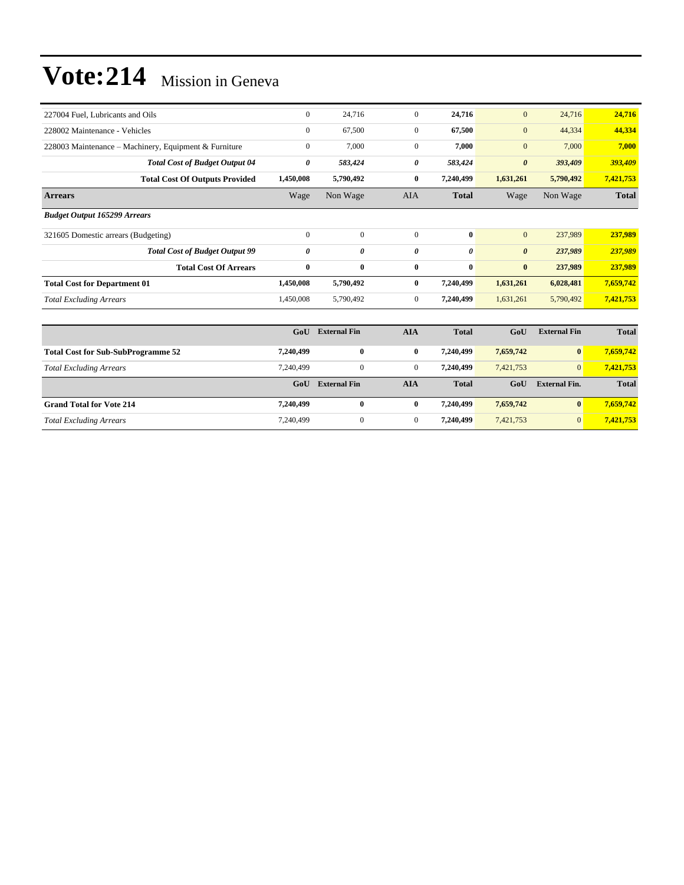# Vote:214 Mission in Geneva

| | | | | | | | |
|---|---|---|---|---|---|---|---|
| 227004 Fuel, Lubricants and Oils | 0 | 24,716 | 0 | **24,716** | 0 | 24,716 | **24,716** |
| 228002 Maintenance - Vehicles | 0 | 67,500 | 0 | **67,500** | 0 | 44,334 | **44,334** |
| 228003 Maintenance – Machinery, Equipment & Furniture | 0 | 7,000 | 0 | **7,000** | 0 | 7,000 | **7,000** |
| ***Total Cost of Budget Output 04*** | ***0*** | ***583,424*** | ***0*** | ***583,424*** | ***0*** | ***393,409*** | ***393,409*** |
| **Total Cost Of Outputs Provided** | **1,450,008** | **5,790,492** | **0** | **7,240,499** | **1,631,261** | **5,790,492** | **7,421,753** |
| **Arrears** | Wage | Non Wage | AIA | **Total** | Wage | Non Wage | **Total** |
| ***Budget Output 165299 Arrears*** | | | | | | | |
| 321605 Domestic arrears (Budgeting) | 0 | 0 | 0 | **0** | 0 | 237,989 | **237,989** |
| ***Total Cost of Budget Output 99*** | ***0*** | ***0*** | ***0*** | ***0*** | ***0*** | ***237,989*** | ***237,989*** |
| **Total Cost Of Arrears** | **0** | **0** | **0** | **0** | **0** | **237,989** | **237,989** |
| **Total Cost for Department 01** | **1,450,008** | **5,790,492** | **0** | **7,240,499** | **1,631,261** | **6,028,481** | **7,659,742** |
| *Total Excluding Arrears* | 1,450,008 | 5,790,492 | 0 | **7,240,499** | 1,631,261 | 5,790,492 | **7,421,753** |

| | GoU | External Fin | AIA | Total | GoU | External Fin | Total |
|---|---|---|---|---|---|---|---|
| **Total Cost for Sub-SubProgramme 52** | **7,240,499** | **0** | **0** | **7,240,499** | **7,659,742** | **0** | **7,659,742** |
| *Total Excluding Arrears* | 7,240,499 | 0 | 0 | **7,240,499** | 7,421,753 | 0 | **7,421,753** |
| | **GoU** | **External Fin** | **AIA** | **Total** | **GoU** | **External Fin.** | **Total** |
| **Grand Total for Vote 214** | **7,240,499** | **0** | **0** | **7,240,499** | **7,659,742** | **0** | **7,659,742** |
| *Total Excluding Arrears* | 7,240,499 | 0 | 0 | **7,240,499** | 7,421,753 | 0 | **7,421,753** |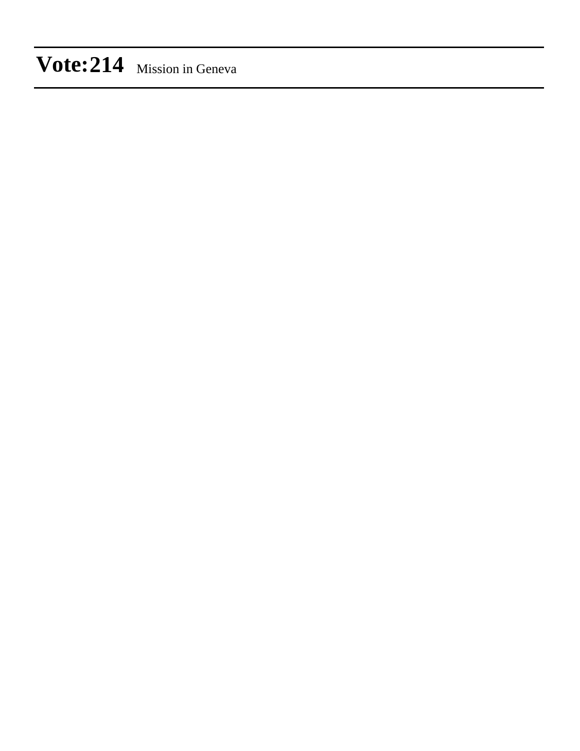# Vote:214 Mission in Geneva